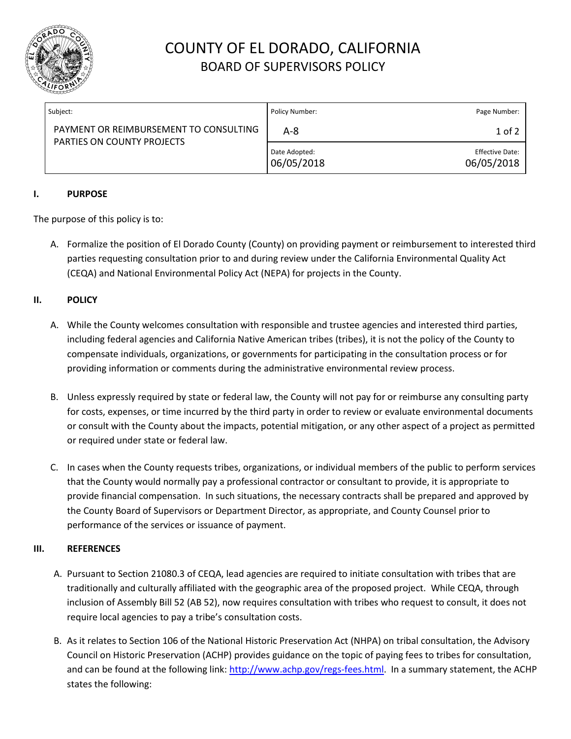# COUNTY OF EL DORADO, CALIFORNIA
## BOARD OF SUPERVISORS POLICY

| Subject: | Policy Number: | Page Number: |
|---|---|---|
| PAYMENT OR REIMBURSEMENT TO CONSULTING PARTIES ON COUNTY PROJECTS | A-8 | 1 of 2 |
| | Date Adopted: 06/05/2018 | Effective Date: 06/05/2018 |

### I. PURPOSE

The purpose of this policy is to:

A. Formalize the position of El Dorado County (County) on providing payment or reimbursement to interested third parties requesting consultation prior to and during review under the California Environmental Quality Act (CEQA) and National Environmental Policy Act (NEPA) for projects in the County.

### II. POLICY

A. While the County welcomes consultation with responsible and trustee agencies and interested third parties, including federal agencies and California Native American tribes (tribes), it is not the policy of the County to compensate individuals, organizations, or governments for participating in the consultation process or for providing information or comments during the administrative environmental review process.

B. Unless expressly required by state or federal law, the County will not pay for or reimburse any consulting party for costs, expenses, or time incurred by the third party in order to review or evaluate environmental documents or consult with the County about the impacts, potential mitigation, or any other aspect of a project as permitted or required under state or federal law.

C. In cases when the County requests tribes, organizations, or individual members of the public to perform services that the County would normally pay a professional contractor or consultant to provide, it is appropriate to provide financial compensation. In such situations, the necessary contracts shall be prepared and approved by the County Board of Supervisors or Department Director, as appropriate, and County Counsel prior to performance of the services or issuance of payment.

### III. REFERENCES

A. Pursuant to Section 21080.3 of CEQA, lead agencies are required to initiate consultation with tribes that are traditionally and culturally affiliated with the geographic area of the proposed project. While CEQA, through inclusion of Assembly Bill 52 (AB 52), now requires consultation with tribes who request to consult, it does not require local agencies to pay a tribe's consultation costs.

B. As it relates to Section 106 of the National Historic Preservation Act (NHPA) on tribal consultation, the Advisory Council on Historic Preservation (ACHP) provides guidance on the topic of paying fees to tribes for consultation, and can be found at the following link: http://www.achp.gov/regs-fees.html. In a summary statement, the ACHP states the following: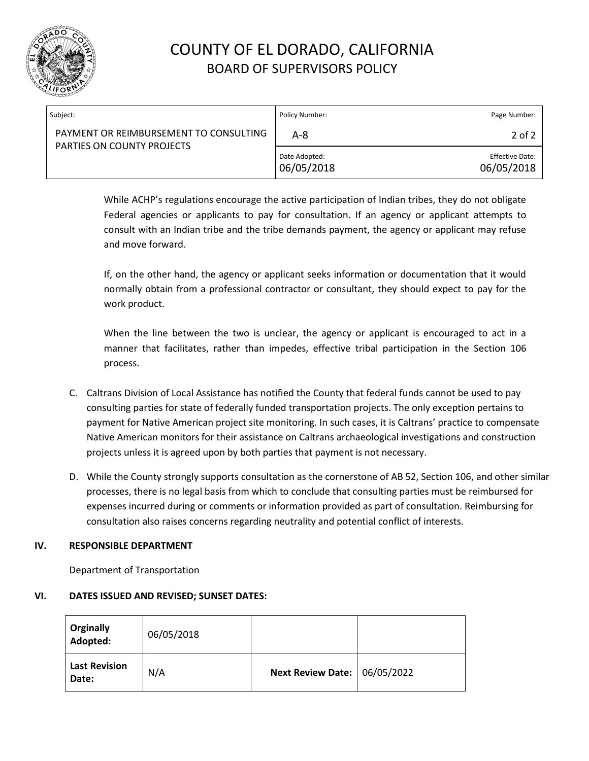While ACHP's regulations encourage the active participation of Indian tribes, they do not obligate Federal agencies or applicants to pay for consultation. If an agency or applicant attempts to consult with an Indian tribe and the tribe demands payment, the agency or applicant may refuse and move forward.

If, on the other hand, the agency or applicant seeks information or documentation that it would normally obtain from a professional contractor or consultant, they should expect to pay for the work product.

When the line between the two is unclear, the agency or applicant is encouraged to act in a manner that facilitates, rather than impedes, effective tribal participation in the Section 106 process.

C. Caltrans Division of Local Assistance has notified the County that federal funds cannot be used to pay consulting parties for state of federally funded transportation projects. The only exception pertains to payment for Native American project site monitoring. In such cases, it is Caltrans' practice to compensate Native American monitors for their assistance on Caltrans archaeological investigations and construction projects unless it is agreed upon by both parties that payment is not necessary.

D. While the County strongly supports consultation as the cornerstone of AB 52, Section 106, and other similar processes, there is no legal basis from which to conclude that consulting parties must be reimbursed for expenses incurred during or comments or information provided as part of consultation. Reimbursing for consultation also raises concerns regarding neutrality and potential conflict of interests.

## IV. RESPONSIBLE DEPARTMENT

Department of Transportation

## VI. DATES ISSUED AND REVISED; SUNSET DATES:

| | | | |
|---|---|---|---|
| **Orginally Adopted:** | 06/05/2018 | | |
| **Last Revision Date:** | N/A | **Next Review Date:** | 06/05/2022 |